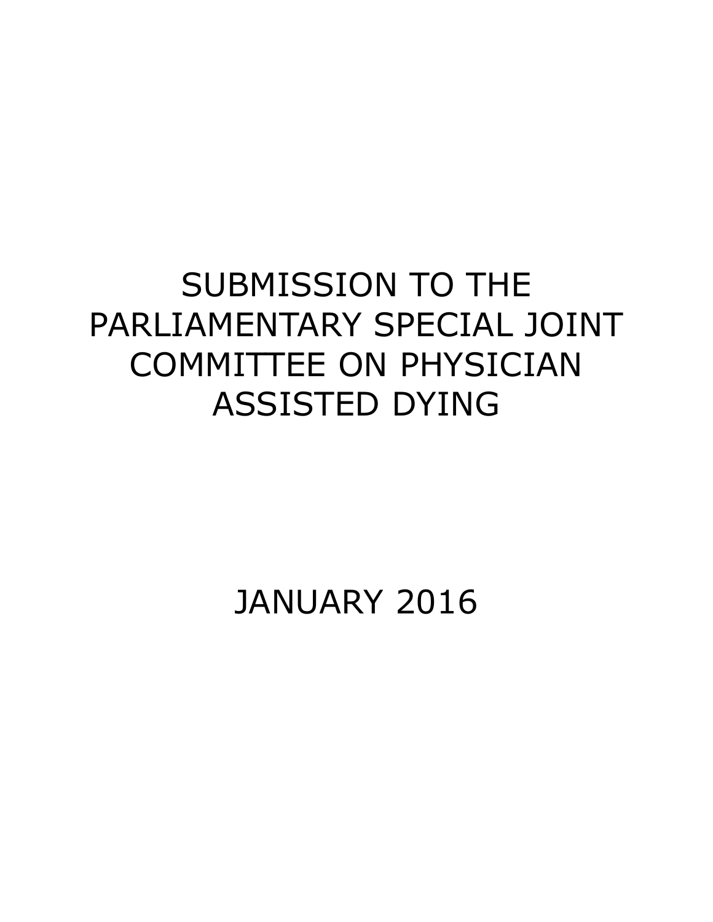# SUBMISSION TO THE PARLIAMENTARY SPECIAL JOINT COMMITTEE ON PHYSICIAN ASSISTED DYING

JANUARY 2016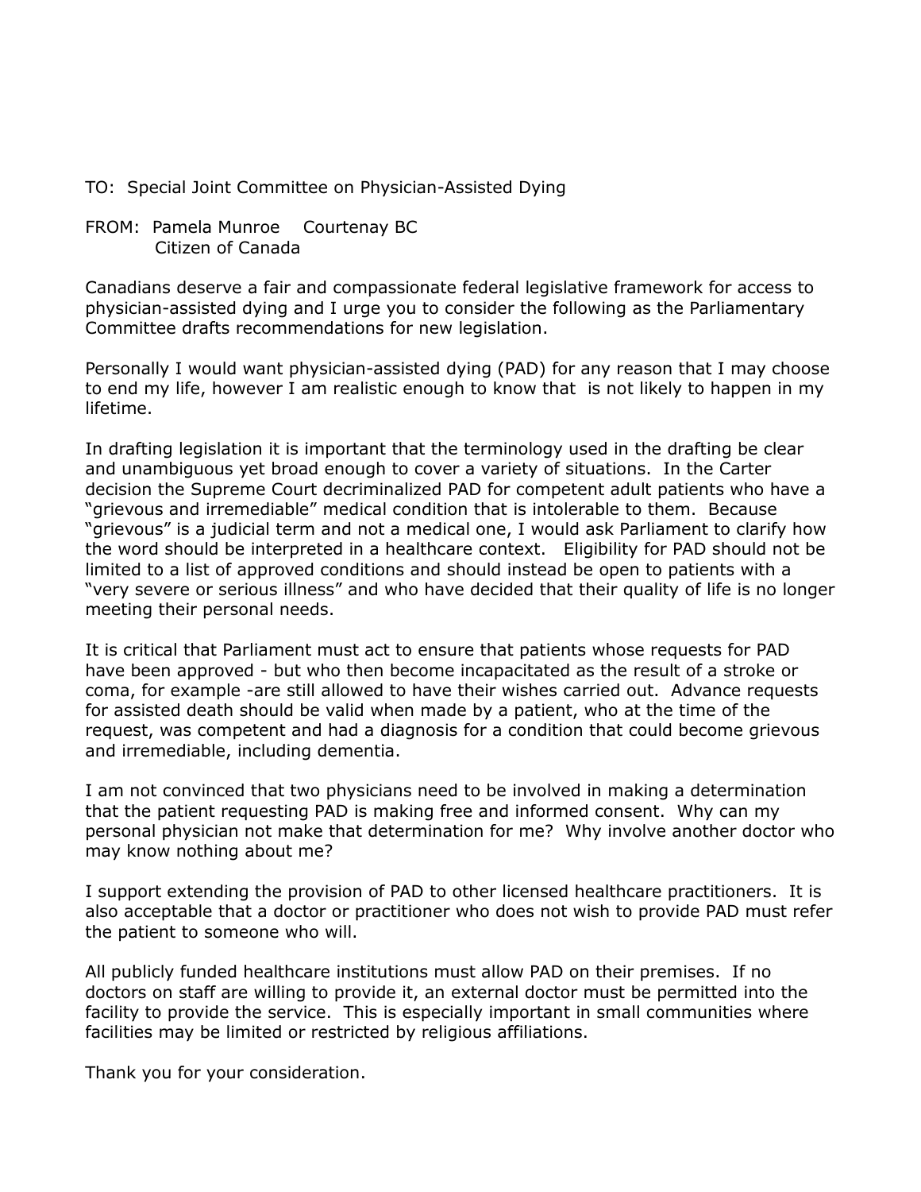TO: Special Joint Committee on Physician-Assisted Dying

FROM: Pamela Munroe Courtenay BC  
Citizen of Canada

Canadians deserve a fair and compassionate federal legislative framework for access to physician-assisted dying and I urge you to consider the following as the Parliamentary Committee drafts recommendations for new legislation.

Personally I would want physician-assisted dying (PAD) for any reason that I may choose to end my life, however I am realistic enough to know that is not likely to happen in my lifetime.

In drafting legislation it is important that the terminology used in the drafting be clear and unambiguous yet broad enough to cover a variety of situations. In the Carter decision the Supreme Court decriminalized PAD for competent adult patients who have a "grievous and irremediable" medical condition that is intolerable to them. Because "grievous" is a judicial term and not a medical one, I would ask Parliament to clarify how the word should be interpreted in a healthcare context. Eligibility for PAD should not be limited to a list of approved conditions and should instead be open to patients with a "very severe or serious illness" and who have decided that their quality of life is no longer meeting their personal needs.

It is critical that Parliament must act to ensure that patients whose requests for PAD have been approved - but who then become incapacitated as the result of a stroke or coma, for example -are still allowed to have their wishes carried out. Advance requests for assisted death should be valid when made by a patient, who at the time of the request, was competent and had a diagnosis for a condition that could become grievous and irremediable, including dementia.

I am not convinced that two physicians need to be involved in making a determination that the patient requesting PAD is making free and informed consent. Why can my personal physician not make that determination for me? Why involve another doctor who may know nothing about me?

I support extending the provision of PAD to other licensed healthcare practitioners. It is also acceptable that a doctor or practitioner who does not wish to provide PAD must refer the patient to someone who will.

All publicly funded healthcare institutions must allow PAD on their premises. If no doctors on staff are willing to provide it, an external doctor must be permitted into the facility to provide the service. This is especially important in small communities where facilities may be limited or restricted by religious affiliations.

Thank you for your consideration.